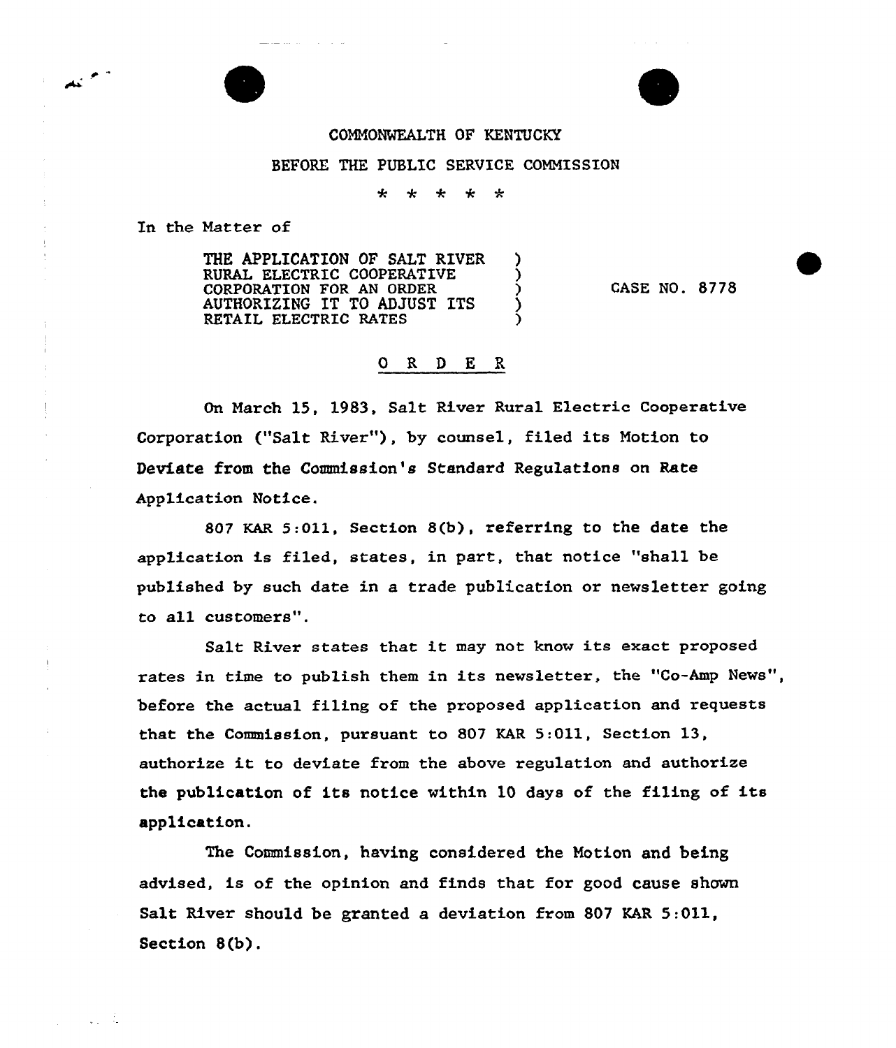COMMONWEALTH OF KENTUCKY

BEFORE THE PUBLIC SERVICE COMMISSION

\* \* \* \* \*

In the Matter of

THE APPLICATION OF SALT RIVER RURAL ELECTRIC COOPERATIVE CORPORATION FOR AN ORDER AUTHORIZING IT TO ADJUST ITS RETAIL ELECTRIC RATES ) CASE NO. 8778

O R D E R

On March 15, 1983, Salt River Rural Electric Cooperative Corporation ("Salt River"), by counsel, filed its Motion to Deviate from the Commission's Standard Regulations on Rate Application Notice.

807 KAR 5:011, Section 8(b), referring to the date the application is filed, states, in part, that notice "shall be published by such date in a trade publication or newsletter going to all customers".

Salt River states that it may not know its exact proposed rates in time to publish them in its newsletter, the "Co-Amp News", before the actual filing of the proposed application and requests that the Commission, pursuant to 807 KAR 5:011, Section 13, authorize it to deviate from the above regulation and authorize the publication of its notice within 10 days of the filing of its application.

The Commission, having considered the Motion and being advised, is of the opinion and finds that for good cause shown Salt River should be granted a deviation from 807 KAR 5:011, Section 8(b).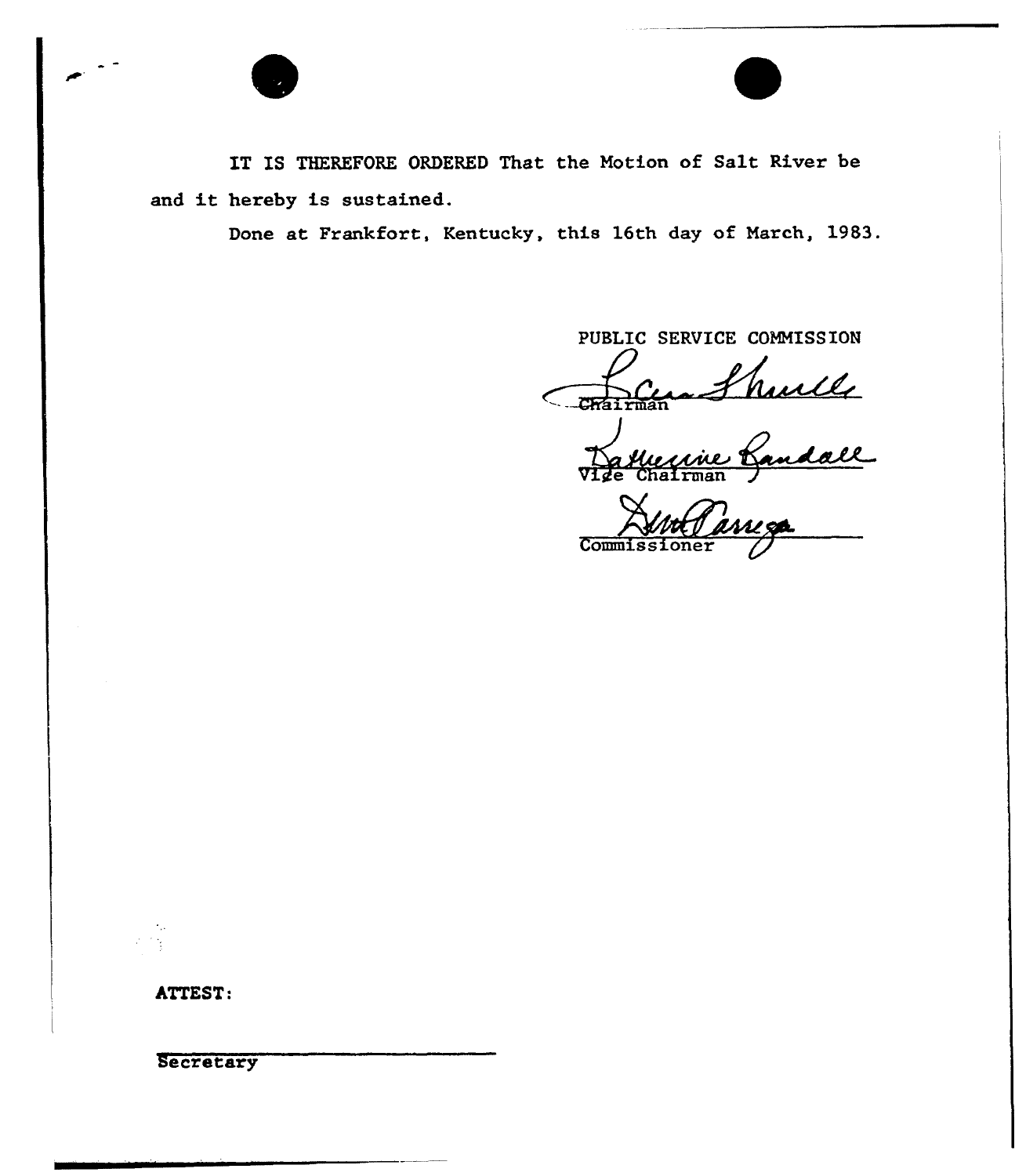IT IS THEREFORE ORDERED That the Motion of Salt River be and it hereby is sustained.

Done at Frankfort, Kentucky, this 16th day of March, 1983.

PUBLIC SERVICE COMMISSION

Chairman

Vice Chairman

Commissioner

ATTEST:

Secretary